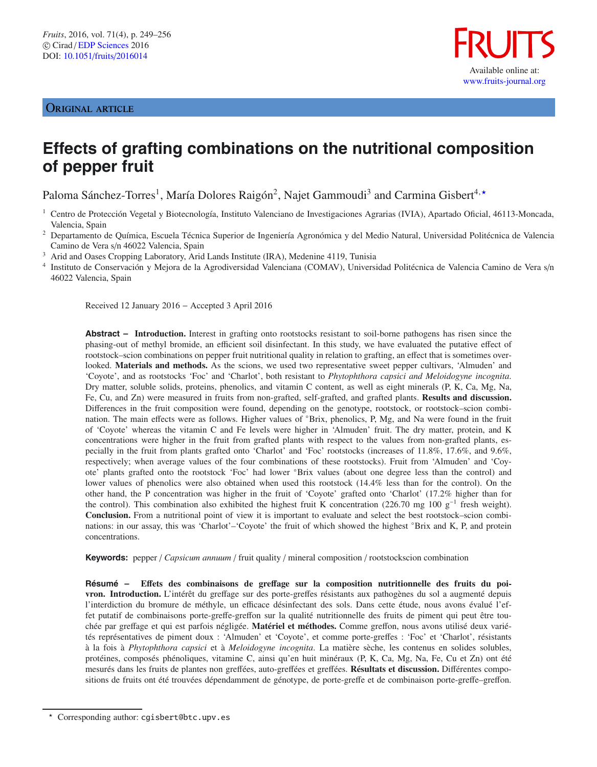ORIGINAL ARTICLE

# Effects of grafting combinations on the nutritional composition of pepper fruit

Paloma Sánchez-Torres[1], María Dolores Raigón[2], Najet Gammoudi[3] and Carmina Gisbert[4,⋆]

[1] Centro de Protección Vegetal y Biotecnología, Instituto Valenciano de Investigaciones Agrarias (IVIA), Apartado Oficial, 46113-Moncada, Valencia, Spain

[2] Departamento de Química, Escuela Técnica Superior de Ingeniería Agronómica y del Medio Natural, Universidad Politécnica de Valencia Camino de Vera s/n 46022 Valencia, Spain

[3] Arid and Oases Cropping Laboratory, Arid Lands Institute (IRA), Medenine 4119, Tunisia

[4] Instituto de Conservación y Mejora de la Agrodiversidad Valenciana (COMAV), Universidad Politécnica de Valencia Camino de Vera s/n 46022 Valencia, Spain

Received 12 January 2016 – Accepted 3 April 2016

**Abstract – Introduction.** Interest in grafting onto rootstocks resistant to soil-borne pathogens has risen since the phasing-out of methyl bromide, an efficient soil disinfectant. In this study, we have evaluated the putative effect of rootstock–scion combinations on pepper fruit nutritional quality in relation to grafting, an effect that is sometimes overlooked. **Materials and methods.** As the scions, we used two representative sweet pepper cultivars, 'Almuden' and 'Coyote', and as rootstocks 'Foc' and 'Charlot', both resistant to *Phytophthora capsici and Meloidogyne incognita*. Dry matter, soluble solids, proteins, phenolics, and vitamin C content, as well as eight minerals (P, K, Ca, Mg, Na, Fe, Cu, and Zn) were measured in fruits from non-grafted, self-grafted, and grafted plants. **Results and discussion.** Differences in the fruit composition were found, depending on the genotype, rootstock, or rootstock–scion combination. The main effects were as follows. Higher values of °Brix, phenolics, P, Mg, and Na were found in the fruit of 'Coyote' whereas the vitamin C and Fe levels were higher in 'Almuden' fruit. The dry matter, protein, and K concentrations were higher in the fruit from grafted plants with respect to the values from non-grafted plants, especially in the fruit from plants grafted onto 'Charlot' and 'Foc' rootstocks (increases of 11.8%, 17.6%, and 9.6%, respectively; when average values of the four combinations of these rootstocks). Fruit from 'Almuden' and 'Coyote' plants grafted onto the rootstock 'Foc' had lower °Brix values (about one degree less than the control) and lower values of phenolics were also obtained when used this rootstock (14.4% less than for the control). On the other hand, the P concentration was higher in the fruit of 'Coyote' grafted onto 'Charlot' (17.2% higher than for the control). This combination also exhibited the highest fruit K concentration (226.70 mg 100 $g^{-1}$ fresh weight). **Conclusion.** From a nutritional point of view it is important to evaluate and select the best rootstock–scion combinations: in our assay, this was 'Charlot'–'Coyote' the fruit of which showed the highest °Brix and K, P, and protein concentrations.

**Keywords:** pepper / *Capsicum annuum* / fruit quality / mineral composition / rootstockscion combination

**Résumé – Effets des combinaisons de greffage sur la composition nutritionnelle des fruits du poivron. Introduction.** L'intérêt du greffage sur des porte-greffes résistants aux pathogènes du sol a augmenté depuis l'interdiction du bromure de méthyle, un efficace désinfectant des sols. Dans cette étude, nous avons évalué l'effet putatif de combinaisons porte-greffe-greffon sur la qualité nutritionnelle des fruits de piment qui peut être touchée par greffage et qui est parfois négligée. **Matériel et méthodes.** Comme greffon, nous avons utilisé deux variétés représentatives de piment doux : 'Almuden' et 'Coyote', et comme porte-greffes : 'Foc' et 'Charlot', résistants à la fois à *Phytophthora capsici* et à *Meloidogyne incognita*. La matière sèche, les contenus en solides solubles, protéines, composés phénoliques, vitamine C, ainsi qu'en huit minéraux (P, K, Ca, Mg, Na, Fe, Cu et Zn) ont été mesurés dans les fruits de plantes non greffées, auto-greffées et greffées. **Résultats et discussion.** Différentes compositions de fruits ont été trouvées dépendamment de génotype, de porte-greffe et de combinaison porte-greffe–greffon.

⋆ Corresponding author: cgisbert@btc.upv.es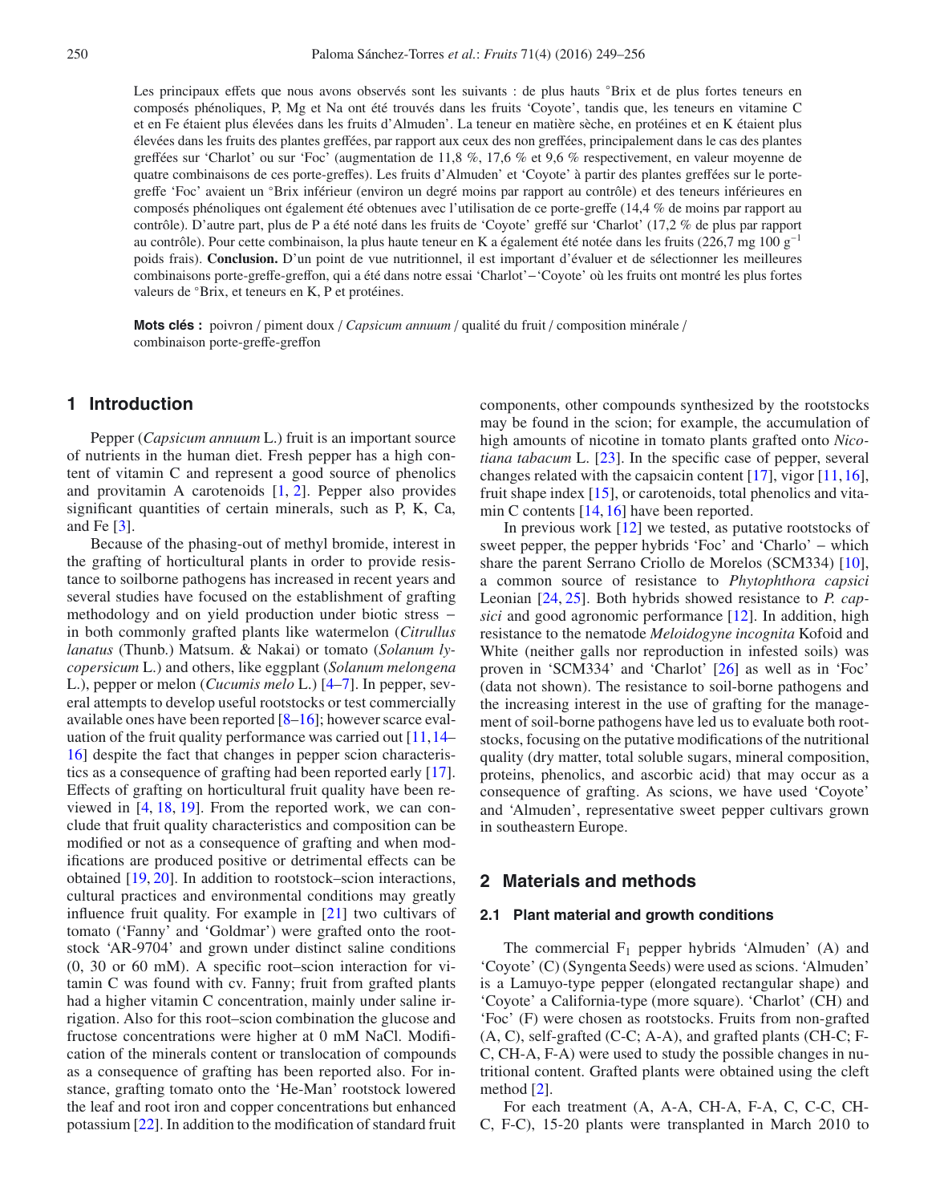Les principaux effets que nous avons observés sont les suivants : de plus hauts °Brix et de plus fortes teneurs en composés phénoliques, P, Mg et Na ont été trouvés dans les fruits 'Coyote', tandis que, les teneurs en vitamine C et en Fe étaient plus élevées dans les fruits d'Almuden'. La teneur en matière sèche, en protéines et en K étaient plus élevées dans les fruits des plantes greffées, par rapport aux ceux des non greffées, principalement dans le cas des plantes greffées sur 'Charlot' ou sur 'Foc' (augmentation de 11,8 %, 17,6 % et 9,6 % respectivement, en valeur moyenne de quatre combinaisons de ces porte-greffes). Les fruits d'Almuden' et 'Coyote' à partir des plantes greffées sur le porte-greffe 'Foc' avaient un °Brix inférieur (environ un degré moins par rapport au contrôle) et des teneurs inférieures en composés phénoliques ont également été obtenues avec l'utilisation de ce porte-greffe (14,4 % de moins par rapport au contrôle). D'autre part, plus de P a été noté dans les fruits de 'Coyote' greffé sur 'Charlot' (17,2 % de plus par rapport au contrôle). Pour cette combinaison, la plus haute teneur en K a également été notée dans les fruits (226,7 mg 100 $g^{-1}$ poids frais). **Conclusion.** D'un point de vue nutritionnel, il est important d'évaluer et de sélectionner les meilleures combinaisons porte-greffe-greffon, qui a été dans notre essai 'Charlot'−'Coyote' où les fruits ont montré les plus fortes valeurs de °Brix, et teneurs en K, P et protéines.

**Mots clés :** poivron / piment doux / *Capsicum annuum* / qualité du fruit / composition minérale / combinaison porte-greffe-greffon

## 1 Introduction

Pepper (*Capsicum annuum* L.) fruit is an important source of nutrients in the human diet. Fresh pepper has a high content of vitamin C and represent a good source of phenolics and provitamin A carotenoids [1, 2]. Pepper also provides significant quantities of certain minerals, such as P, K, Ca, and Fe [3].

Because of the phasing-out of methyl bromide, interest in the grafting of horticultural plants in order to provide resistance to soilborne pathogens has increased in recent years and several studies have focused on the establishment of grafting methodology and on yield production under biotic stress − in both commonly grafted plants like watermelon (*Citrullus lanatus* (Thunb.) Matsum. & Nakai) or tomato (*Solanum lycopersicum* L.) and others, like eggplant (*Solanum melongena* L.), pepper or melon (*Cucumis melo* L.) [4–7]. In pepper, several attempts to develop useful rootstocks or test commercially available ones have been reported [8–16]; however scarce evaluation of the fruit quality performance was carried out [11, 14–16] despite the fact that changes in pepper scion characteristics as a consequence of grafting had been reported early [17]. Effects of grafting on horticultural fruit quality have been reviewed in [4, 18, 19]. From the reported work, we can conclude that fruit quality characteristics and composition can be modified or not as a consequence of grafting and when modifications are produced positive or detrimental effects can be obtained [19, 20]. In addition to rootstock–scion interactions, cultural practices and environmental conditions may greatly influence fruit quality. For example in [21] two cultivars of tomato ('Fanny' and 'Goldmar') were grafted onto the rootstock 'AR-9704' and grown under distinct saline conditions (0, 30 or 60 mM). A specific root–scion interaction for vitamin C was found with cv. Fanny; fruit from grafted plants had a higher vitamin C concentration, mainly under saline irrigation. Also for this root–scion combination the glucose and fructose concentrations were higher at 0 mM NaCl. Modification of the minerals content or translocation of compounds as a consequence of grafting has been reported also. For instance, grafting tomato onto the 'He-Man' rootstock lowered the leaf and root iron and copper concentrations but enhanced potassium [22]. In addition to the modification of standard fruit components, other compounds synthesized by the rootstocks may be found in the scion; for example, the accumulation of high amounts of nicotine in tomato plants grafted onto *Nicotiana tabacum* L. [23]. In the specific case of pepper, several changes related with the capsaicin content [17], vigor [11, 16], fruit shape index [15], or carotenoids, total phenolics and vitamin C contents [14, 16] have been reported.

In previous work [12] we tested, as putative rootstocks of sweet pepper, the pepper hybrids 'Foc' and 'Charlo' − which share the parent Serrano Criollo de Morelos (SCM334) [10], a common source of resistance to *Phytophthora capsici* Leonian [24, 25]. Both hybrids showed resistance to *P. capsici* and good agronomic performance [12]. In addition, high resistance to the nematode *Meloidogyne incognita* Kofoid and White (neither galls nor reproduction in infested soils) was proven in 'SCM334' and 'Charlot' [26] as well as in 'Foc' (data not shown). The resistance to soil-borne pathogens and the increasing interest in the use of grafting for the management of soil-borne pathogens have led us to evaluate both rootstocks, focusing on the putative modifications of the nutritional quality (dry matter, total soluble sugars, mineral composition, proteins, phenolics, and ascorbic acid) that may occur as a consequence of grafting. As scions, we have used 'Coyote' and 'Almuden', representative sweet pepper cultivars grown in southeastern Europe.

## 2 Materials and methods

### 2.1 Plant material and growth conditions

The commercial $F_1$ pepper hybrids 'Almuden' (A) and 'Coyote' (C) (Syngenta Seeds) were used as scions. 'Almuden' is a Lamuyo-type pepper (elongated rectangular shape) and 'Coyote' a California-type (more square). 'Charlot' (CH) and 'Foc' (F) were chosen as rootstocks. Fruits from non-grafted (A, C), self-grafted (C-C; A-A), and grafted plants (CH-C; F-C, CH-A, F-A) were used to study the possible changes in nutritional content. Grafted plants were obtained using the cleft method [2].

For each treatment (A, A-A, CH-A, F-A, C, C-C, CH-C, F-C), 15-20 plants were transplanted in March 2010 to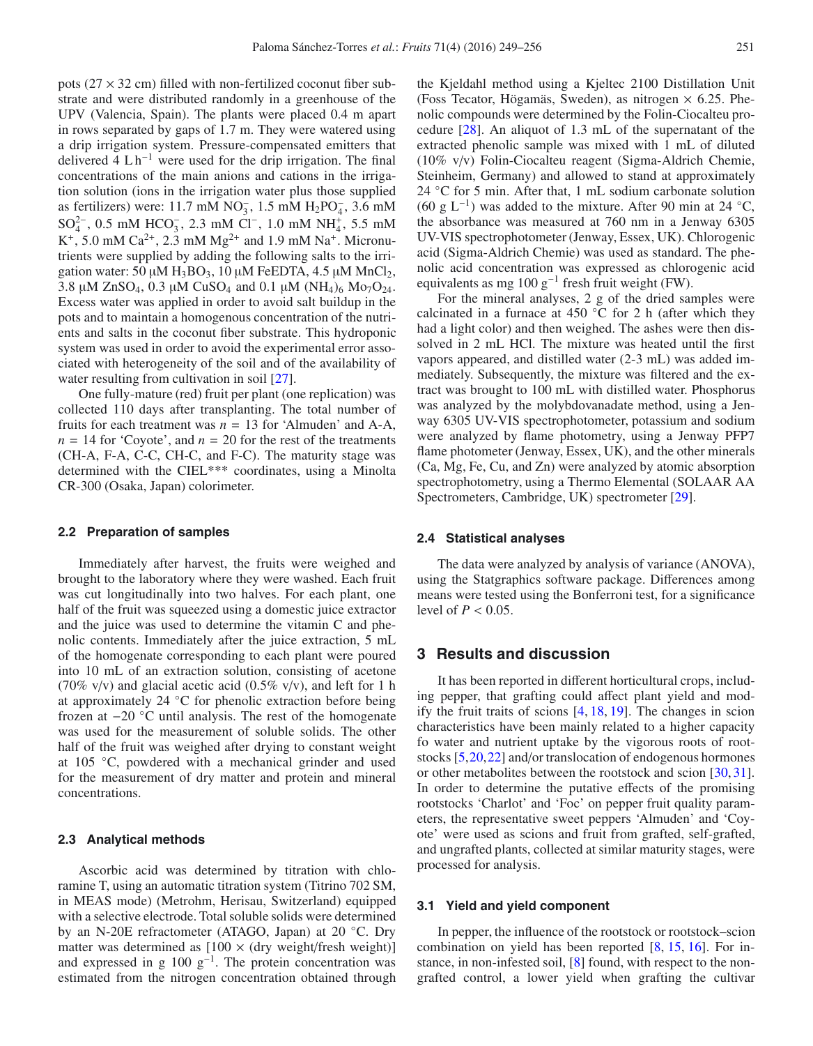pots (27 × 32 cm) filled with non-fertilized coconut fiber substrate and were distributed randomly in a greenhouse of the UPV (Valencia, Spain). The plants were placed 0.4 m apart in rows separated by gaps of 1.7 m. They were watered using a drip irrigation system. Pressure-compensated emitters that delivered 4 L $h^{-1}$ were used for the drip irrigation. The final concentrations of the main anions and cations in the irrigation solution (ions in the irrigation water plus those supplied as fertilizers) were: 11.7 mM $NO_3^-$, 1.5 mM $H_2PO_4^-$, 3.6 mM $SO_4^{2-}$, 0.5 mM $HCO_3^-$, 2.3 mM $Cl^-$, 1.0 mM $NH_4^+$, 5.5 mM $K^+$, 5.0 mM $Ca^{2+}$, 2.3 mM $Mg^{2+}$ and 1.9 mM $Na^+$. Micronutrients were supplied by adding the following salts to the irrigation water: 50 μM $H_3BO_3$, 10 μM FeEDTA, 4.5 μM $MnCl_2$, 3.8 μM $ZnSO_4$, 0.3 μM $CuSO_4$ and 0.1 μM $(NH_4)_6$ $Mo_7O_{24}$. Excess water was applied in order to avoid salt buildup in the pots and to maintain a homogenous concentration of the nutrients and salts in the coconut fiber substrate. This hydroponic system was used in order to avoid the experimental error associated with heterogeneity of the soil and of the availability of water resulting from cultivation in soil [27].

One fully-mature (red) fruit per plant (one replication) was collected 110 days after transplanting. The total number of fruits for each treatment was $n = 13$ for 'Almuden' and A-A, $n = 14$ for 'Coyote', and $n = 20$ for the rest of the treatments (CH-A, F-A, C-C, CH-C, and F-C). The maturity stage was determined with the CIEL*** coordinates, using a Minolta CR-300 (Osaka, Japan) colorimeter.

### 2.2 Preparation of samples

Immediately after harvest, the fruits were weighed and brought to the laboratory where they were washed. Each fruit was cut longitudinally into two halves. For each plant, one half of the fruit was squeezed using a domestic juice extractor and the juice was used to determine the vitamin C and phenolic contents. Immediately after the juice extraction, 5 mL of the homogenate corresponding to each plant were poured into 10 mL of an extraction solution, consisting of acetone (70% v/v) and glacial acetic acid (0.5% v/v), and left for 1 h at approximately 24 °C for phenolic extraction before being frozen at −20 °C until analysis. The rest of the homogenate was used for the measurement of soluble solids. The other half of the fruit was weighed after drying to constant weight at 105 °C, powdered with a mechanical grinder and used for the measurement of dry matter and protein and mineral concentrations.

### 2.3 Analytical methods

Ascorbic acid was determined by titration with chloramine T, using an automatic titration system (Titrino 702 SM, in MEAS mode) (Metrohm, Herisau, Switzerland) equipped with a selective electrode. Total soluble solids were determined by an N-20E refractometer (ATAGO, Japan) at 20 °C. Dry matter was determined as [100 × (dry weight/fresh weight)] and expressed in g 100 $g^{-1}$. The protein concentration was estimated from the nitrogen concentration obtained through the Kjeldahl method using a Kjeltec 2100 Distillation Unit (Foss Tecator, Högamäs, Sweden), as nitrogen × 6.25. Phenolic compounds were determined by the Folin-Ciocalteu procedure [28]. An aliquot of 1.3 mL of the supernatant of the extracted phenolic sample was mixed with 1 mL of diluted (10% v/v) Folin-Ciocalteu reagent (Sigma-Aldrich Chemie, Steinheim, Germany) and allowed to stand at approximately 24 °C for 5 min. After that, 1 mL sodium carbonate solution (60 g $L^{-1}$) was added to the mixture. After 90 min at 24 °C, the absorbance was measured at 760 nm in a Jenway 6305 UV-VIS spectrophotometer (Jenway, Essex, UK). Chlorogenic acid (Sigma-Aldrich Chemie) was used as standard. The phenolic acid concentration was expressed as chlorogenic acid equivalents as mg 100 $g^{-1}$ fresh fruit weight (FW).

For the mineral analyses, 2 g of the dried samples were calcinated in a furnace at 450 °C for 2 h (after which they had a light color) and then weighed. The ashes were then dissolved in 2 mL HCl. The mixture was heated until the first vapors appeared, and distilled water (2-3 mL) was added immediately. Subsequently, the mixture was filtered and the extract was brought to 100 mL with distilled water. Phosphorus was analyzed by the molybdovanadate method, using a Jenway 6305 UV-VIS spectrophotometer, potassium and sodium were analyzed by flame photometry, using a Jenway PFP7 flame photometer (Jenway, Essex, UK), and the other minerals (Ca, Mg, Fe, Cu, and Zn) were analyzed by atomic absorption spectrophotometry, using a Thermo Elemental (SOLAAR AA Spectrometers, Cambridge, UK) spectrometer [29].

### 2.4 Statistical analyses

The data were analyzed by analysis of variance (ANOVA), using the Statgraphics software package. Differences among means were tested using the Bonferroni test, for a significance level of $P < 0.05$.

## 3 Results and discussion

It has been reported in different horticultural crops, including pepper, that grafting could affect plant yield and modify the fruit traits of scions [4, 18, 19]. The changes in scion characteristics have been mainly related to a higher capacity fo water and nutrient uptake by the vigorous roots of rootstocks [5,20,22] and/or translocation of endogenous hormones or other metabolites between the rootstock and scion [30, 31]. In order to determine the putative effects of the promising rootstocks 'Charlot' and 'Foc' on pepper fruit quality parameters, the representative sweet peppers 'Almuden' and 'Coyote' were used as scions and fruit from grafted, self-grafted, and ungrafted plants, collected at similar maturity stages, were processed for analysis.

### 3.1 Yield and yield component

In pepper, the influence of the rootstock or rootstock–scion combination on yield has been reported [8, 15, 16]. For instance, in non-infested soil, [8] found, with respect to the non-grafted control, a lower yield when grafting the cultivar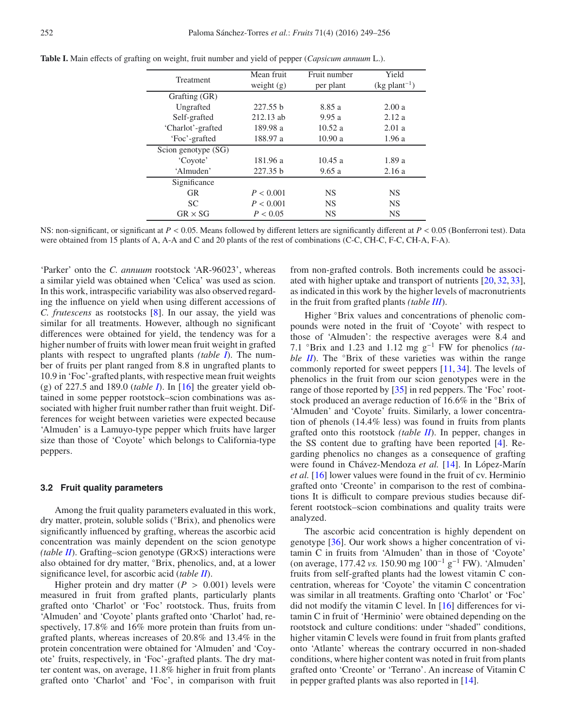**Table I.** Main effects of grafting on weight, fruit number and yield of pepper (*Capsicum annuum* L.).

| Treatment | Mean fruit weight (g) | Fruit number per plant | Yield (kg plant$^{-1}$) |
|---|---|---|---|
| Grafting (GR) | | | |
| Ungrafted | 227.55 b | 8.85 a | 2.00 a |
| Self-grafted | 212.13 ab | 9.95 a | 2.12 a |
| 'Charlot'-grafted | 189.98 a | 10.52 a | 2.01 a |
| 'Foc'-grafted | 188.97 a | 10.90 a | 1.96 a |
| Scion genotype (SG) | | | |
| 'Coyote' | 181.96 a | 10.45 a | 1.89 a |
| 'Almuden' | 227.35 b | 9.65 a | 2.16 a |
| Significance | | | |
| GR | $P < 0.001$ | NS | NS |
| SC | $P < 0.001$ | NS | NS |
| GR × SG | $P < 0.05$ | NS | NS |

NS: non-significant, or significant at $P < 0.05$. Means followed by different letters are significantly different at $P < 0.05$ (Bonferroni test). Data were obtained from 15 plants of A, A-A and C and 20 plants of the rest of combinations (C-C, CH-C, F-C, CH-A, F-A).

'Parker' onto the *C. annuum* rootstock 'AR-96023', whereas a similar yield was obtained when 'Celica' was used as scion. In this work, intraspecific variability was also observed regarding the influence on yield when using different accessions of *C. frutescens* as rootstocks [8]. In our assay, the yield was similar for all treatments. However, although no significant differences were obtained for yield, the tendency was for a higher number of fruits with lower mean fruit weight in grafted plants with respect to ungrafted plants *(table I)*. The number of fruits per plant ranged from 8.8 in ungrafted plants to 10.9 in 'Foc'-grafted plants, with respective mean fruit weights (g) of 227.5 and 189.0 (*table I*). In [16] the greater yield obtained in some pepper rootstock–scion combinations was associated with higher fruit number rather than fruit weight. Differences for weight between varieties were expected because 'Almuden' is a Lamuyo-type pepper which fruits have larger size than those of 'Coyote' which belongs to California-type peppers.

### 3.2 Fruit quality parameters

Among the fruit quality parameters evaluated in this work, dry matter, protein, soluble solids (°Brix), and phenolics were significantly influenced by grafting, whereas the ascorbic acid concentration was mainly dependent on the scion genotype *(table II)*. Grafting–scion genotype (GR×S) interactions were also obtained for dry matter, °Brix, phenolics, and, at a lower significance level, for ascorbic acid (*table II*).

Higher protein and dry matter ($P > 0.001$) levels were measured in fruit from grafted plants, particularly plants grafted onto 'Charlot' or 'Foc' rootstock. Thus, fruits from 'Almuden' and 'Coyote' plants grafted onto 'Charlot' had, respectively, 17.8% and 16% more protein than fruits from ungrafted plants, whereas increases of 20.8% and 13.4% in the protein concentration were obtained for 'Almuden' and 'Coyote' fruits, respectively, in 'Foc'-grafted plants. The dry matter content was, on average, 11.8% higher in fruit from plants grafted onto 'Charlot' and 'Foc', in comparison with fruit from non-grafted controls. Both increments could be associated with higher uptake and transport of nutrients [20, 32, 33], as indicated in this work by the higher levels of macronutrients in the fruit from grafted plants *(table III)*.

Higher °Brix values and concentrations of phenolic compounds were noted in the fruit of 'Coyote' with respect to those of 'Almuden': the respective averages were 8.4 and 7.1 °Brix and 1.23 and 1.12 mg g$^{-1}$ FW for phenolics *(table II)*. The °Brix of these varieties was within the range commonly reported for sweet peppers [11, 34]. The levels of phenolics in the fruit from our scion genotypes were in the range of those reported by [35] in red peppers. The 'Foc' rootstock produced an average reduction of 16.6% in the °Brix of 'Almuden' and 'Coyote' fruits. Similarly, a lower concentration of phenols (14.4% less) was found in fruits from plants grafted onto this rootstock *(table II)*. In pepper, changes in the SS content due to grafting have been reported [4]. Regarding phenolics no changes as a consequence of grafting were found in Chávez-Mendoza *et al.* [14]. In López-Marín *et al.* [16] lower values were found in the fruit of cv. Herminio grafted onto 'Creonte' in comparison to the rest of combinations It is difficult to compare previous studies because different rootstock–scion combinations and quality traits were analyzed.

The ascorbic acid concentration is highly dependent on genotype [36]. Our work shows a higher concentration of vitamin C in fruits from 'Almuden' than in those of 'Coyote' (on average, 177.42 *vs.* 150.90 mg 100$^{-1}$ g$^{-1}$ FW). 'Almuden' fruits from self-grafted plants had the lowest vitamin C concentration, whereas for 'Coyote' the vitamin C concentration was similar in all treatments. Grafting onto 'Charlot' or 'Foc' did not modify the vitamin C level. In [16] differences for vitamin C in fruit of 'Herminio' were obtained depending on the rootstock and culture conditions: under "shaded" conditions, higher vitamin C levels were found in fruit from plants grafted onto 'Atlante' whereas the contrary occurred in non-shaded conditions, where higher content was noted in fruit from plants grafted onto 'Creonte' or 'Terrano'. An increase of Vitamin C in pepper grafted plants was also reported in [14].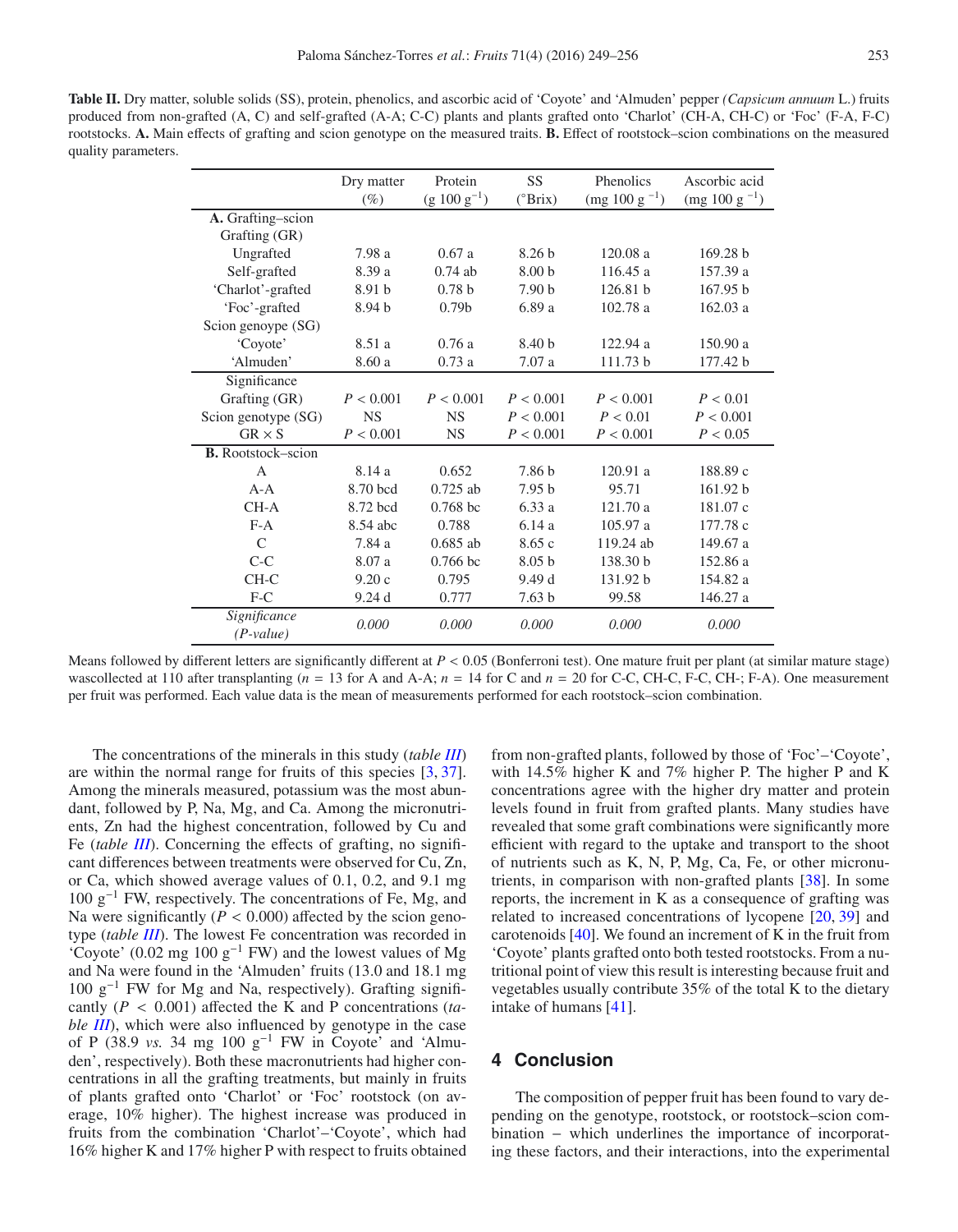**Table II.** Dry matter, soluble solids (SS), protein, phenolics, and ascorbic acid of 'Coyote' and 'Almuden' pepper *(Capsicum annuum* L.) fruits produced from non-grafted (A, C) and self-grafted (A-A; C-C) plants and plants grafted onto 'Charlot' (CH-A, CH-C) or 'Foc' (F-A, F-C) rootstocks. **A.** Main effects of grafting and scion genotype on the measured traits. **B.** Effect of rootstock–scion combinations on the measured quality parameters.

| | Dry matter (%) | Protein (g 100 $g^{-1}$) | SS (°Brix) | Phenolics (mg 100 $g^{-1}$) | Ascorbic acid (mg 100 $g^{-1}$) |
|---|---|---|---|---|---|
| **A.** Grafting–scion | | | | | |
| Grafting (GR) | | | | | |
| Ungrafted | 7.98 a | 0.67 a | 8.26 b | 120.08 a | 169.28 b |
| Self-grafted | 8.39 a | 0.74 ab | 8.00 b | 116.45 a | 157.39 a |
| 'Charlot'-grafted | 8.91 b | 0.78 b | 7.90 b | 126.81 b | 167.95 b |
| 'Foc'-grafted | 8.94 b | 0.79b | 6.89 a | 102.78 a | 162.03 a |
| Scion genoype (SG) | | | | | |
| 'Coyote' | 8.51 a | 0.76 a | 8.40 b | 122.94 a | 150.90 a |
| 'Almuden' | 8.60 a | 0.73 a | 7.07 a | 111.73 b | 177.42 b |
| Significance | | | | | |
| Grafting (GR) | $P < 0.001$ | $P < 0.001$ | $P < 0.001$ | $P < 0.001$ | $P < 0.01$ |
| Scion genotype (SG) | NS | NS | $P < 0.001$ | $P < 0.01$ | $P < 0.001$ |
| GR × S | $P < 0.001$ | NS | $P < 0.001$ | $P < 0.001$ | $P < 0.05$ |
| **B.** Rootstock–scion | | | | | |
| A | 8.14 a | 0.652 | 7.86 b | 120.91 a | 188.89 c |
| A-A | 8.70 bcd | 0.725 ab | 7.95 b | 95.71 | 161.92 b |
| CH-A | 8.72 bcd | 0.768 bc | 6.33 a | 121.70 a | 181.07 c |
| F-A | 8.54 abc | 0.788 | 6.14 a | 105.97 a | 177.78 c |
| C | 7.84 a | 0.685 ab | 8.65 c | 119.24 ab | 149.67 a |
| C-C | 8.07 a | 0.766 bc | 8.05 b | 138.30 b | 152.86 a |
| CH-C | 9.20 c | 0.795 | 9.49 d | 131.92 b | 154.82 a |
| F-C | 9.24 d | 0.777 | 7.63 b | 99.58 | 146.27 a |
| *Significance (P-value)* | *0.000* | *0.000* | *0.000* | *0.000* | *0.000* |

Means followed by different letters are significantly different at $P < 0.05$ (Bonferroni test). One mature fruit per plant (at similar mature stage) wascollected at 110 after transplanting ($n = 13$ for A and A-A; $n = 14$ for C and $n = 20$ for C-C, CH-C, F-C, CH-; F-A). One measurement per fruit was performed. Each value data is the mean of measurements performed for each rootstock–scion combination.

The concentrations of the minerals in this study (*table III*) are within the normal range for fruits of this species [3, 37]. Among the minerals measured, potassium was the most abundant, followed by P, Na, Mg, and Ca. Among the micronutrients, Zn had the highest concentration, followed by Cu and Fe (*table III*). Concerning the effects of grafting, no significant differences between treatments were observed for Cu, Zn, or Ca, which showed average values of 0.1, 0.2, and 9.1 mg 100 $g^{-1}$ FW, respectively. The concentrations of Fe, Mg, and Na were significantly ($P < 0.000$) affected by the scion genotype (*table III*). The lowest Fe concentration was recorded in 'Coyote' (0.02 mg 100 $g^{-1}$ FW) and the lowest values of Mg and Na were found in the 'Almuden' fruits (13.0 and 18.1 mg 100 $g^{-1}$ FW for Mg and Na, respectively). Grafting significantly ($P < 0.001$) affected the K and P concentrations (*table III*), which were also influenced by genotype in the case of P (38.9 *vs.* 34 mg 100 $g^{-1}$ FW in Coyote' and 'Almuden', respectively). Both these macronutrients had higher concentrations in all the grafting treatments, but mainly in fruits of plants grafted onto 'Charlot' or 'Foc' rootstock (on average, 10% higher). The highest increase was produced in fruits from the combination 'Charlot'–'Coyote', which had 16% higher K and 17% higher P with respect to fruits obtained from non-grafted plants, followed by those of 'Foc'–'Coyote', with 14.5% higher K and 7% higher P. The higher P and K concentrations agree with the higher dry matter and protein levels found in fruit from grafted plants. Many studies have revealed that some graft combinations were significantly more efficient with regard to the uptake and transport to the shoot of nutrients such as K, N, P, Mg, Ca, Fe, or other micronutrients, in comparison with non-grafted plants [38]. In some reports, the increment in K as a consequence of grafting was related to increased concentrations of lycopene [20, 39] and carotenoids [40]. We found an increment of K in the fruit from 'Coyote' plants grafted onto both tested rootstocks. From a nutritional point of view this result is interesting because fruit and vegetables usually contribute 35% of the total K to the dietary intake of humans [41].

## 4 Conclusion

The composition of pepper fruit has been found to vary depending on the genotype, rootstock, or rootstock–scion combination – which underlines the importance of incorporating these factors, and their interactions, into the experimental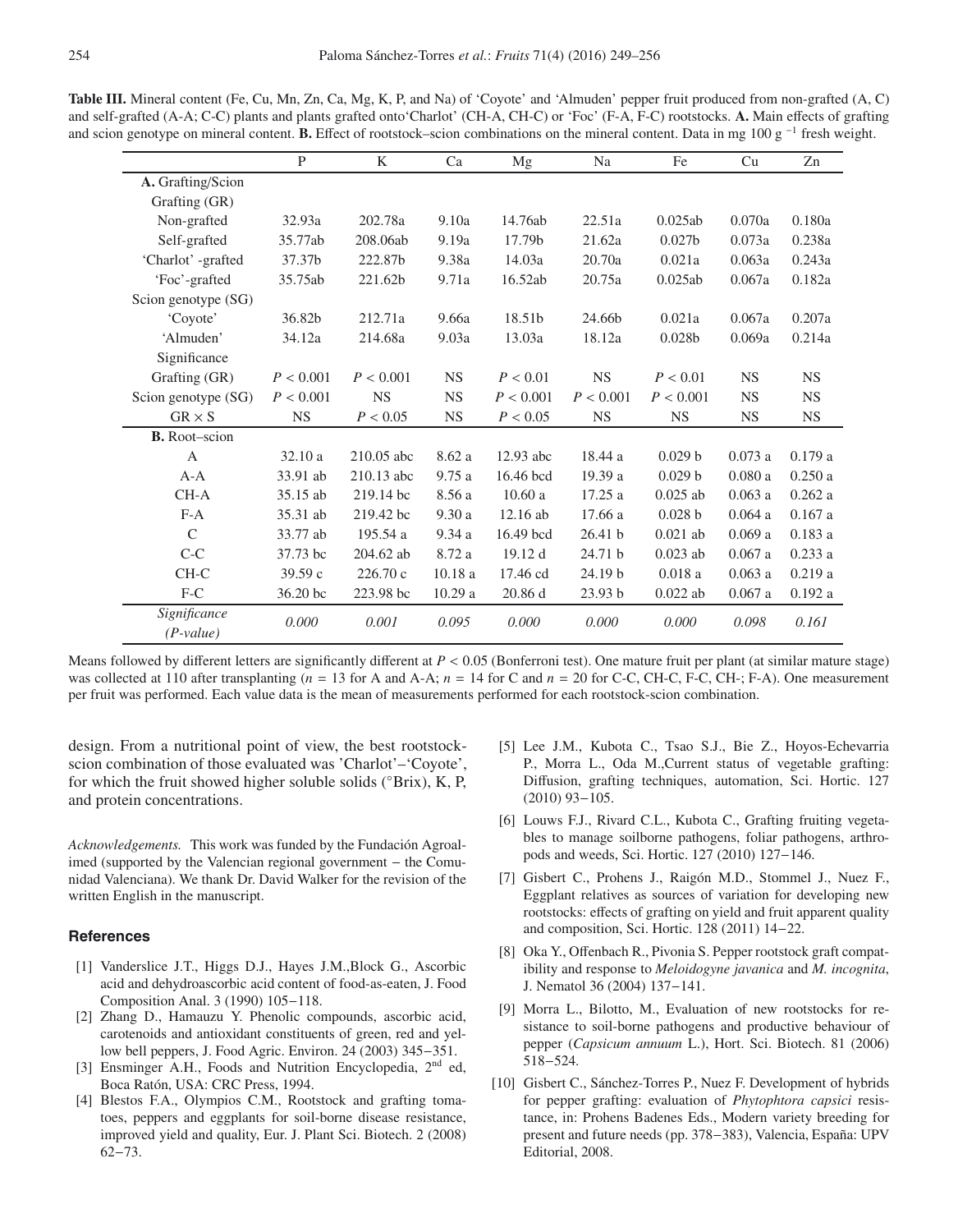**Table III.** Mineral content (Fe, Cu, Mn, Zn, Ca, Mg, K, P, and Na) of 'Coyote' and 'Almuden' pepper fruit produced from non-grafted (A, C) and self-grafted (A-A; C-C) plants and plants grafted onto'Charlot' (CH-A, CH-C) or 'Foc' (F-A, F-C) rootstocks. **A.** Main effects of grafting and scion genotype on mineral content. **B.** Effect of rootstock–scion combinations on the mineral content. Data in mg 100 g $^{-1}$ fresh weight.

| | P | K | Ca | Mg | Na | Fe | Cu | Zn |
|---|---|---|---|---|---|---|---|---|
| **A.** Grafting/Scion | | | | | | | | |
| Grafting (GR) | | | | | | | | |
| Non-grafted | 32.93a | 202.78a | 9.10a | 14.76ab | 22.51a | 0.025ab | 0.070a | 0.180a |
| Self-grafted | 35.77ab | 208.06ab | 9.19a | 17.79b | 21.62a | 0.027b | 0.073a | 0.238a |
| 'Charlot' -grafted | 37.37b | 222.87b | 9.38a | 14.03a | 20.70a | 0.021a | 0.063a | 0.243a |
| 'Foc'-grafted | 35.75ab | 221.62b | 9.71a | 16.52ab | 20.75a | 0.025ab | 0.067a | 0.182a |
| Scion genotype (SG) | | | | | | | | |
| 'Coyote' | 36.82b | 212.71a | 9.66a | 18.51b | 24.66b | 0.021a | 0.067a | 0.207a |
| 'Almuden' | 34.12a | 214.68a | 9.03a | 13.03a | 18.12a | 0.028b | 0.069a | 0.214a |
| Significance | | | | | | | | |
| Grafting (GR) | $P < 0.001$ | $P < 0.001$ | NS | $P < 0.01$ | NS | $P < 0.01$ | NS | NS |
| Scion genotype (SG) | $P < 0.001$ | NS | NS | $P < 0.001$ | $P < 0.001$ | $P < 0.001$ | NS | NS |
| GR × S | NS | $P < 0.05$ | NS | $P < 0.05$ | NS | NS | NS | NS |
| **B.** Root–scion | | | | | | | | |
| A | 32.10 a | 210.05 abc | 8.62 a | 12.93 abc | 18.44 a | 0.029 b | 0.073 a | 0.179 a |
| A-A | 33.91 ab | 210.13 abc | 9.75 a | 16.46 bcd | 19.39 a | 0.029 b | 0.080 a | 0.250 a |
| CH-A | 35.15 ab | 219.14 bc | 8.56 a | 10.60 a | 17.25 a | 0.025 ab | 0.063 a | 0.262 a |
| F-A | 35.31 ab | 219.42 bc | 9.30 a | 12.16 ab | 17.66 a | 0.028 b | 0.064 a | 0.167 a |
| C | 33.77 ab | 195.54 a | 9.34 a | 16.49 bcd | 26.41 b | 0.021 ab | 0.069 a | 0.183 a |
| C-C | 37.73 bc | 204.62 ab | 8.72 a | 19.12 d | 24.71 b | 0.023 ab | 0.067 a | 0.233 a |
| CH-C | 39.59 c | 226.70 c | 10.18 a | 17.46 cd | 24.19 b | 0.018 a | 0.063 a | 0.219 a |
| F-C | 36.20 bc | 223.98 bc | 10.29 a | 20.86 d | 23.93 b | 0.022 ab | 0.067 a | 0.192 a |
| *Significance (P-value)* | *0.000* | *0.001* | *0.095* | *0.000* | *0.000* | *0.000* | *0.098* | *0.161* |

Means followed by different letters are significantly different at $P < 0.05$ (Bonferroni test). One mature fruit per plant (at similar mature stage) was collected at 110 after transplanting ($n = 13$ for A and A-A; $n = 14$ for C and $n = 20$ for C-C, CH-C, F-C, CH-; F-A). One measurement per fruit was performed. Each value data is the mean of measurements performed for each rootstock-scion combination.

design. From a nutritional point of view, the best rootstock-scion combination of those evaluated was 'Charlot'–'Coyote', for which the fruit showed higher soluble solids (°Brix), K, P, and protein concentrations.

*Acknowledgements.* This work was funded by the Fundación Agroalimed (supported by the Valencian regional government – the Comunidad Valenciana). We thank Dr. David Walker for the revision of the written English in the manuscript.

## References

[1] Vanderslice J.T., Higgs D.J., Hayes J.M.,Block G., Ascorbic acid and dehydroascorbic acid content of food-as-eaten, J. Food Composition Anal. 3 (1990) 105–118.

[2] Zhang D., Hamauzu Y. Phenolic compounds, ascorbic acid, carotenoids and antioxidant constituents of green, red and yellow bell peppers, J. Food Agric. Environ. 24 (2003) 345–351.

[3] Ensminger A.H., Foods and Nutrition Encyclopedia, 2nd ed, Boca Ratón, USA: CRC Press, 1994.

[4] Blestos F.A., Olympios C.M., Rootstock and grafting tomatoes, peppers and eggplants for soil-borne disease resistance, improved yield and quality, Eur. J. Plant Sci. Biotech. 2 (2008) 62–73.

[5] Lee J.M., Kubota C., Tsao S.J., Bie Z., Hoyos-Echevarria P., Morra L., Oda M.,Current status of vegetable grafting: Diffusion, grafting techniques, automation, Sci. Hortic. 127 (2010) 93–105.

[6] Louws F.J., Rivard C.L., Kubota C., Grafting fruiting vegetables to manage soilborne pathogens, foliar pathogens, arthropods and weeds, Sci. Hortic. 127 (2010) 127–146.

[7] Gisbert C., Prohens J., Raigón M.D., Stommel J., Nuez F., Eggplant relatives as sources of variation for developing new rootstocks: effects of grafting on yield and fruit apparent quality and composition, Sci. Hortic. 128 (2011) 14–22.

[8] Oka Y., Offenbach R., Pivonia S. Pepper rootstock graft compatibility and response to *Meloidogyne javanica* and *M. incognita*, J. Nematol 36 (2004) 137–141.

[9] Morra L., Bilotto, M., Evaluation of new rootstocks for resistance to soil-borne pathogens and productive behaviour of pepper (*Capsicum annuum* L.), Hort. Sci. Biotech. 81 (2006) 518–524.

[10] Gisbert C., Sánchez-Torres P., Nuez F. Development of hybrids for pepper grafting: evaluation of *Phytophtora capsici* resistance, in: Prohens Badenes Eds., Modern variety breeding for present and future needs (pp. 378–383), Valencia, España: UPV Editorial, 2008.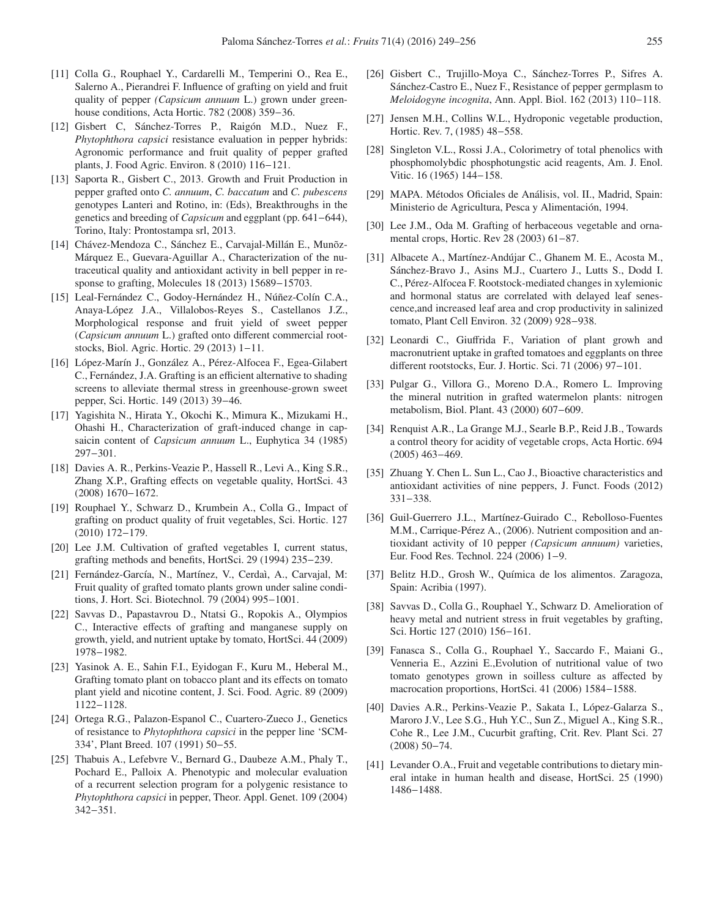[11] Colla G., Rouphael Y., Cardarelli M., Temperini O., Rea E., Salerno A., Pierandrei F. Influence of grafting on yield and fruit quality of pepper *(Capsicum annuum* L.) grown under greenhouse conditions, Acta Hortic. 782 (2008) 359−36.

[12] Gisbert C, Sánchez-Torres P., Raigón M.D., Nuez F., *Phytophthora capsici* resistance evaluation in pepper hybrids: Agronomic performance and fruit quality of pepper grafted plants, J. Food Agric. Environ. 8 (2010) 116−121.

[13] Saporta R., Gisbert C., 2013. Growth and Fruit Production in pepper grafted onto *C. annuum*, *C. baccatum* and *C. pubescens* genotypes Lanteri and Rotino, in: (Eds), Breakthroughs in the genetics and breeding of *Capsicum* and eggplant (pp. 641−644), Torino, Italy: Prontostampa srl, 2013.

[14] Chávez-Mendoza C., Sánchez E., Carvajal-Millán E., Munõz-Márquez E., Guevara-Aguillar A., Characterization of the nutraceutical quality and antioxidant activity in bell pepper in response to grafting, Molecules 18 (2013) 15689−15703.

[15] Leal-Fernández C., Godoy-Hernández H., Núñez-Colín C.A., Anaya-López J.A., Villalobos-Reyes S., Castellanos J.Z., Morphological response and fruit yield of sweet pepper (*Capsicum annuum* L.) grafted onto different commercial rootstocks, Biol. Agric. Hortic. 29 (2013) 1−11.

[16] López-Marín J., González A., Pérez-Alfocea F., Egea-Gilabert C., Fernández, J.A. Grafting is an efficient alternative to shading screens to alleviate thermal stress in greenhouse-grown sweet pepper, Sci. Hortic. 149 (2013) 39−46.

[17] Yagishita N., Hirata Y., Okochi K., Mimura K., Mizukami H., Ohashi H., Characterization of graft-induced change in capsaicin content of *Capsicum annuum* L., Euphytica 34 (1985) 297−301.

[18] Davies A. R., Perkins-Veazie P., Hassell R., Levi A., King S.R., Zhang X.P., Grafting effects on vegetable quality, HortSci. 43 (2008) 1670−1672.

[19] Rouphael Y., Schwarz D., Krumbein A., Colla G., Impact of grafting on product quality of fruit vegetables, Sci. Hortic. 127 (2010) 172−179.

[20] Lee J.M. Cultivation of grafted vegetables I, current status, grafting methods and benefits, HortSci. 29 (1994) 235−239.

[21] Fernández-García, N., Martínez, V., Cerdaì, A., Carvajal, M: Fruit quality of grafted tomato plants grown under saline conditions, J. Hort. Sci. Biotechnol. 79 (2004) 995−1001.

[22] Savvas D., Papastavrou D., Ntatsi G., Ropokis A., Olympios C., Interactive effects of grafting and manganese supply on growth, yield, and nutrient uptake by tomato, HortSci. 44 (2009) 1978−1982.

[23] Yasinok A. E., Sahin F.I., Eyidogan F., Kuru M., Heberal M., Grafting tomato plant on tobacco plant and its effects on tomato plant yield and nicotine content, J. Sci. Food. Agric. 89 (2009) 1122−1128.

[24] Ortega R.G., Palazon-Espanol C., Cuartero-Zueco J., Genetics of resistance to *Phytophthora capsici* in the pepper line 'SCM-334', Plant Breed. 107 (1991) 50−55.

[25] Thabuis A., Lefebvre V., Bernard G., Daubeze A.M., Phaly T., Pochard E., Palloix A. Phenotypic and molecular evaluation of a recurrent selection program for a polygenic resistance to *Phytophthora capsici* in pepper, Theor. Appl. Genet. 109 (2004) 342−351.

[26] Gisbert C., Trujillo-Moya C., Sánchez-Torres P., Sifres A. Sánchez-Castro E., Nuez F., Resistance of pepper germplasm to *Meloidogyne incognita*, Ann. Appl. Biol. 162 (2013) 110−118.

[27] Jensen M.H., Collins W.L., Hydroponic vegetable production, Hortic. Rev. 7, (1985) 48−558.

[28] Singleton V.L., Rossi J.A., Colorimetry of total phenolics with phosphomolybdic phosphotungstic acid reagents, Am. J. Enol. Vitic. 16 (1965) 144−158.

[29] MAPA. Métodos Oficiales de Análisis, vol. II., Madrid, Spain: Ministerio de Agricultura, Pesca y Alimentación, 1994.

[30] Lee J.M., Oda M. Grafting of herbaceous vegetable and ornamental crops, Hortic. Rev 28 (2003) 61−87.

[31] Albacete A., Martínez-Andújar C., Ghanem M. E., Acosta M., Sánchez-Bravo J., Asins M.J., Cuartero J., Lutts S., Dodd I. C., Pérez-Alfocea F. Rootstock-mediated changes in xylemionic and hormonal status are correlated with delayed leaf senescence,and increased leaf area and crop productivity in salinized tomato, Plant Cell Environ. 32 (2009) 928−938.

[32] Leonardi C., Giuffrida F., Variation of plant growh and macronutrient uptake in grafted tomatoes and eggplants on three different rootstocks, Eur. J. Hortic. Sci. 71 (2006) 97−101.

[33] Pulgar G., Villora G., Moreno D.A., Romero L. Improving the mineral nutrition in grafted watermelon plants: nitrogen metabolism, Biol. Plant. 43 (2000) 607−609.

[34] Renquist A.R., La Grange M.J., Searle B.P., Reid J.B., Towards a control theory for acidity of vegetable crops, Acta Hortic. 694 (2005) 463−469.

[35] Zhuang Y. Chen L. Sun L., Cao J., Bioactive characteristics and antioxidant activities of nine peppers, J. Funct. Foods (2012) 331−338.

[36] Guil-Guerrero J.L., Martínez-Guirado C., Rebolloso-Fuentes M.M., Carrique-Pérez A., (2006). Nutrient composition and antioxidant activity of 10 pepper *(Capsicum annuum)* varieties, Eur. Food Res. Technol. 224 (2006) 1−9.

[37] Belitz H.D., Grosh W., Química de los alimentos. Zaragoza, Spain: Acribia (1997).

[38] Savvas D., Colla G., Rouphael Y., Schwarz D. Amelioration of heavy metal and nutrient stress in fruit vegetables by grafting, Sci. Hortic 127 (2010) 156−161.

[39] Fanasca S., Colla G., Rouphael Y., Saccardo F., Maiani G., Venneria E., Azzini E.,Evolution of nutritional value of two tomato genotypes grown in soilless culture as affected by macrocation proportions, HortSci. 41 (2006) 1584−1588.

[40] Davies A.R., Perkins-Veazie P., Sakata I., López-Galarza S., Maroro J.V., Lee S.G., Huh Y.C., Sun Z., Miguel A., King S.R., Cohe R., Lee J.M., Cucurbit grafting, Crit. Rev. Plant Sci. 27 (2008) 50−74.

[41] Levander O.A., Fruit and vegetable contributions to dietary mineral intake in human health and disease, HortSci. 25 (1990) 1486−1488.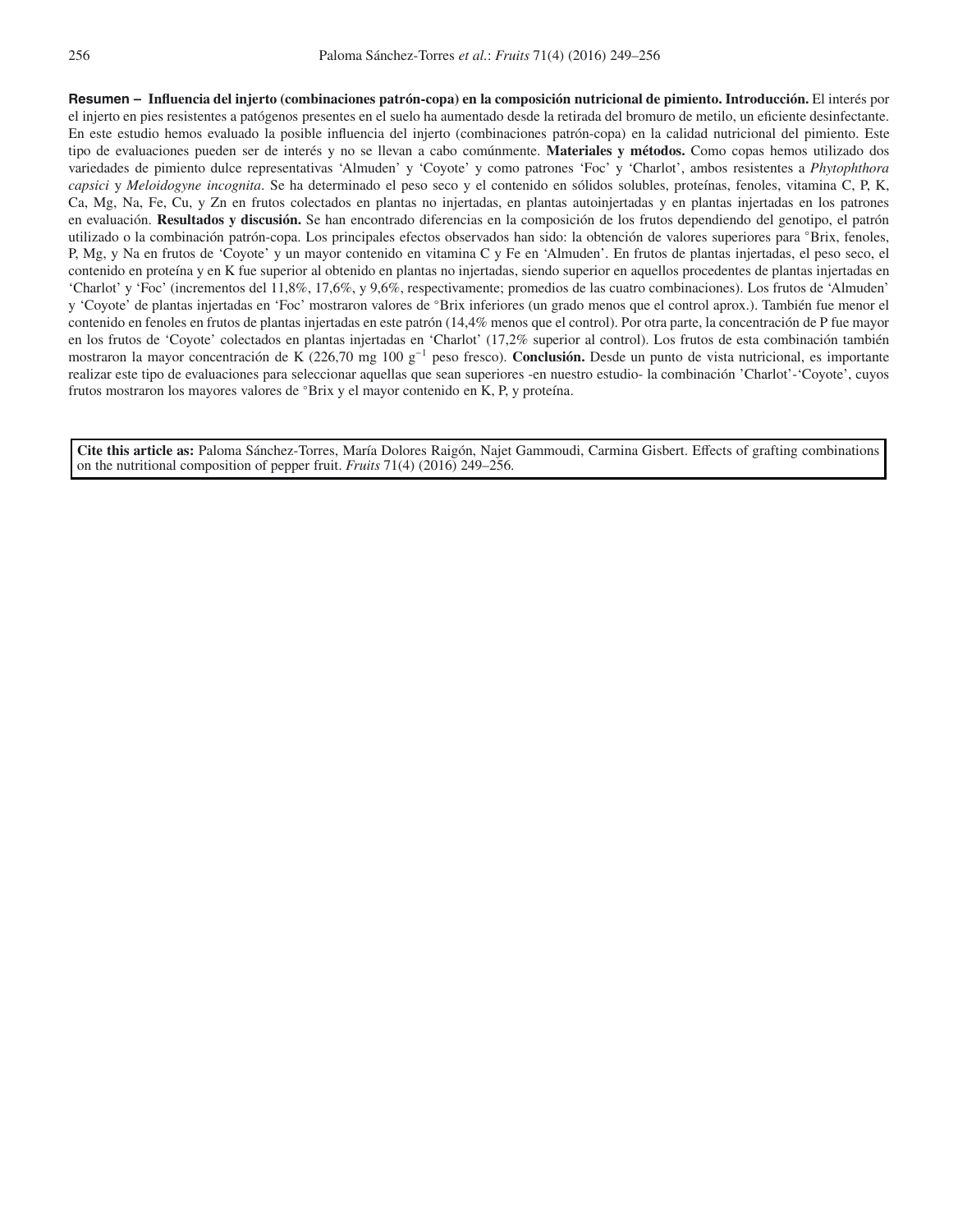**Resumen – Influencia del injerto (combinaciones patrón-copa) en la composición nutricional de pimiento. Introducción.** El interés por el injerto en pies resistentes a patógenos presentes en el suelo ha aumentado desde la retirada del bromuro de metilo, un eficiente desinfectante. En este estudio hemos evaluado la posible influencia del injerto (combinaciones patrón-copa) en la calidad nutricional del pimiento. Este tipo de evaluaciones pueden ser de interés y no se llevan a cabo comúnmente. **Materiales y métodos.** Como copas hemos utilizado dos variedades de pimiento dulce representativas 'Almuden' y 'Coyote' y como patrones 'Foc' y 'Charlot', ambos resistentes a *Phytophthora capsici* y *Meloidogyne incognita*. Se ha determinado el peso seco y el contenido en sólidos solubles, proteínas, fenoles, vitamina C, P, K, Ca, Mg, Na, Fe, Cu, y Zn en frutos colectados en plantas no injertadas, en plantas autoinjertadas y en plantas injertadas en los patrones en evaluación. **Resultados y discusión.** Se han encontrado diferencias en la composición de los frutos dependiendo del genotipo, el patrón utilizado o la combinación patrón-copa. Los principales efectos observados han sido: la obtención de valores superiores para °Brix, fenoles, P, Mg, y Na en frutos de 'Coyote' y un mayor contenido en vitamina C y Fe en 'Almuden'. En frutos de plantas injertadas, el peso seco, el contenido en proteína y en K fue superior al obtenido en plantas no injertadas, siendo superior en aquellos procedentes de plantas injertadas en 'Charlot' y 'Foc' (incrementos del 11,8%, 17,6%, y 9,6%, respectivamente; promedios de las cuatro combinaciones). Los frutos de 'Almuden' y 'Coyote' de plantas injertadas en 'Foc' mostraron valores de °Brix inferiores (un grado menos que el control aprox.). También fue menor el contenido en fenoles en frutos de plantas injertadas en este patrón (14,4% menos que el control). Por otra parte, la concentración de P fue mayor en los frutos de 'Coyote' colectados en plantas injertadas en 'Charlot' (17,2% superior al control). Los frutos de esta combinación también mostraron la mayor concentración de K (226,70 mg 100 $g^{-1}$ peso fresco). **Conclusión.** Desde un punto de vista nutricional, es importante realizar este tipo de evaluaciones para seleccionar aquellas que sean superiores -en nuestro estudio- la combinación 'Charlot'-'Coyote', cuyos frutos mostraron los mayores valores de °Brix y el mayor contenido en K, P, y proteína.

**Cite this article as:** Paloma Sánchez-Torres, María Dolores Raigón, Najet Gammoudi, Carmina Gisbert. Effects of grafting combinations on the nutritional composition of pepper fruit. *Fruits* 71(4) (2016) 249–256.